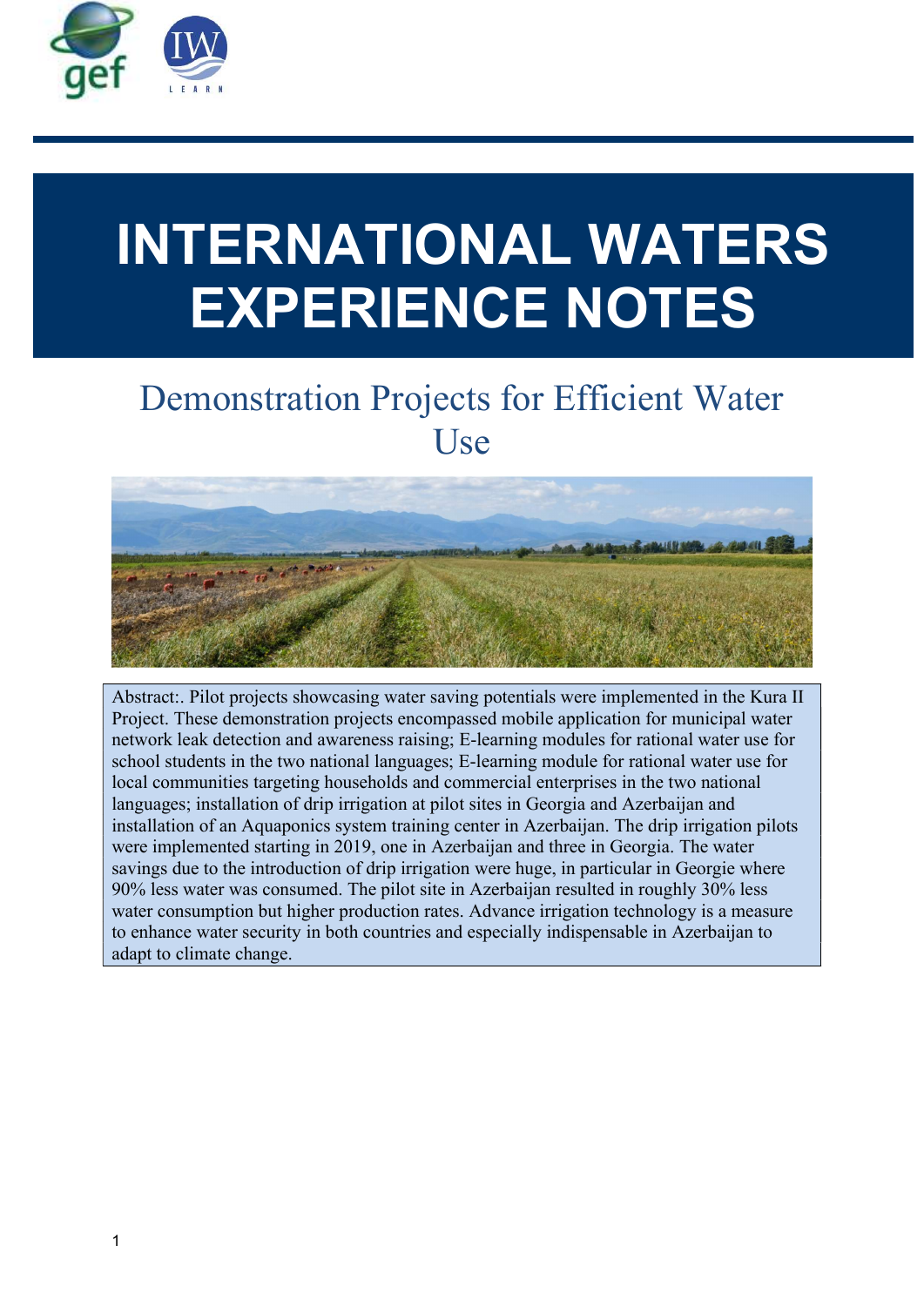# INTERNATIONAL WATERS EXPERIENCE NOTES

## Demonstration Projects for Efficient Water Use

Abstract:. Pilot projects showcasing water saving potentials were implemented in the Kura II Project. These demonstration projects encompassed mobile application for municipal water network leak detection and awareness raising; E-learning modules for rational water use for school students in the two national languages; E-learning module for rational water use for local communities targeting households and commercial enterprises in the two national languages; installation of drip irrigation at pilot sites in Georgia and Azerbaijan and installation of an Aquaponics system training center in Azerbaijan. The drip irrigation pilots were implemented starting in 2019, one in Azerbaijan and three in Georgia. The water savings due to the introduction of drip irrigation were huge, in particular in Georgie where 90% less water was consumed. The pilot site in Azerbaijan resulted in roughly 30% less water consumption but higher production rates. Advance irrigation technology is a measure to enhance water security in both countries and especially indispensable in Azerbaijan to adapt to climate change.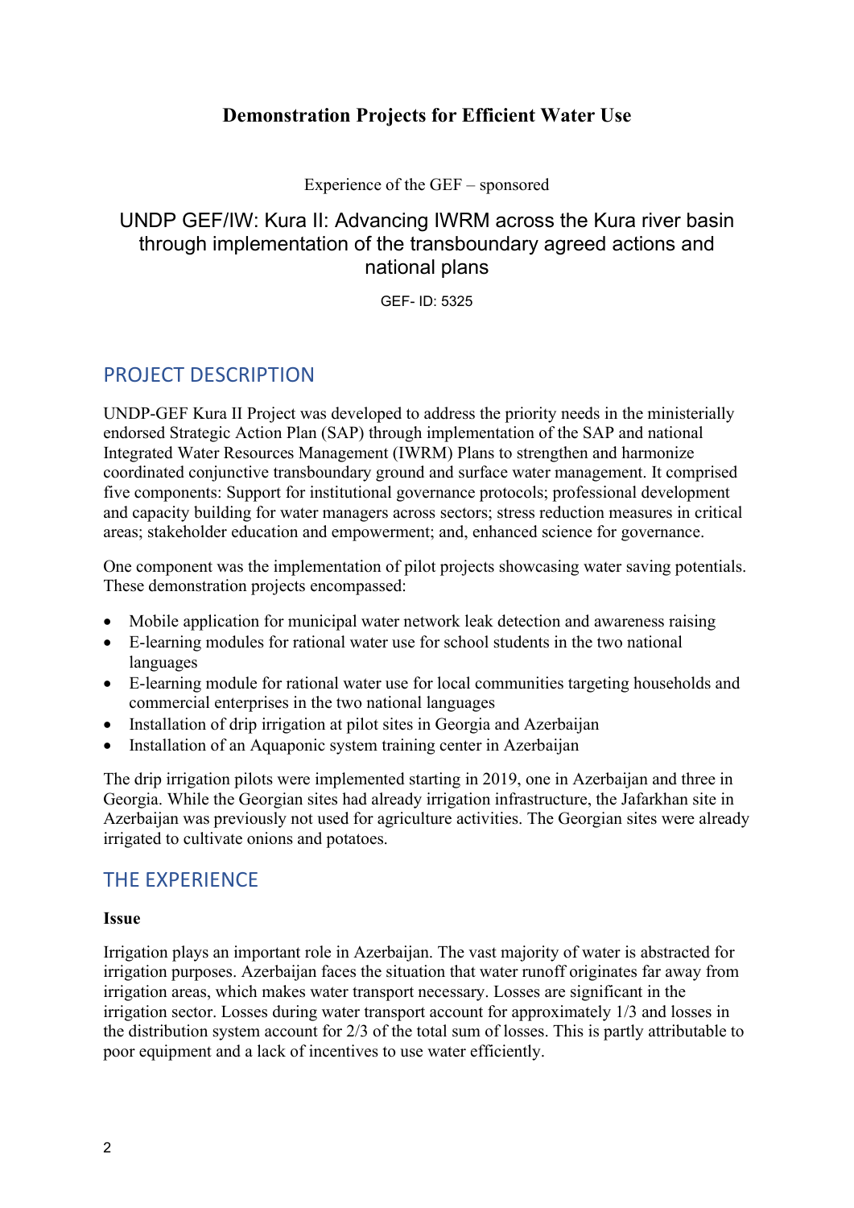# Demonstration Projects for Efficient Water Use

Experience of the GEF – sponsored

## UNDP GEF/IW: Kura II: Advancing IWRM across the Kura river basin through implementation of the transboundary agreed actions and national plans

GEF- ID: 5325

## PROJECT DESCRIPTION

UNDP-GEF Kura II Project was developed to address the priority needs in the ministerially endorsed Strategic Action Plan (SAP) through implementation of the SAP and national Integrated Water Resources Management (IWRM) Plans to strengthen and harmonize coordinated conjunctive transboundary ground and surface water management. It comprised five components: Support for institutional governance protocols; professional development and capacity building for water managers across sectors; stress reduction measures in critical areas; stakeholder education and empowerment; and, enhanced science for governance.

One component was the implementation of pilot projects showcasing water saving potentials. These demonstration projects encompassed:

- Mobile application for municipal water network leak detection and awareness raising
- E-learning modules for rational water use for school students in the two national languages
- E-learning module for rational water use for local communities targeting households and commercial enterprises in the two national languages
- Installation of drip irrigation at pilot sites in Georgia and Azerbaijan
- Installation of an Aquaponic system training center in Azerbaijan

The drip irrigation pilots were implemented starting in 2019, one in Azerbaijan and three in Georgia. While the Georgian sites had already irrigation infrastructure, the Jafarkhan site in Azerbaijan was previously not used for agriculture activities. The Georgian sites were already irrigated to cultivate onions and potatoes.

## THE EXPERIENCE

**Issue**

Irrigation plays an important role in Azerbaijan. The vast majority of water is abstracted for irrigation purposes. Azerbaijan faces the situation that water runoff originates far away from irrigation areas, which makes water transport necessary. Losses are significant in the irrigation sector. Losses during water transport account for approximately 1/3 and losses in the distribution system account for 2/3 of the total sum of losses. This is partly attributable to poor equipment and a lack of incentives to use water efficiently.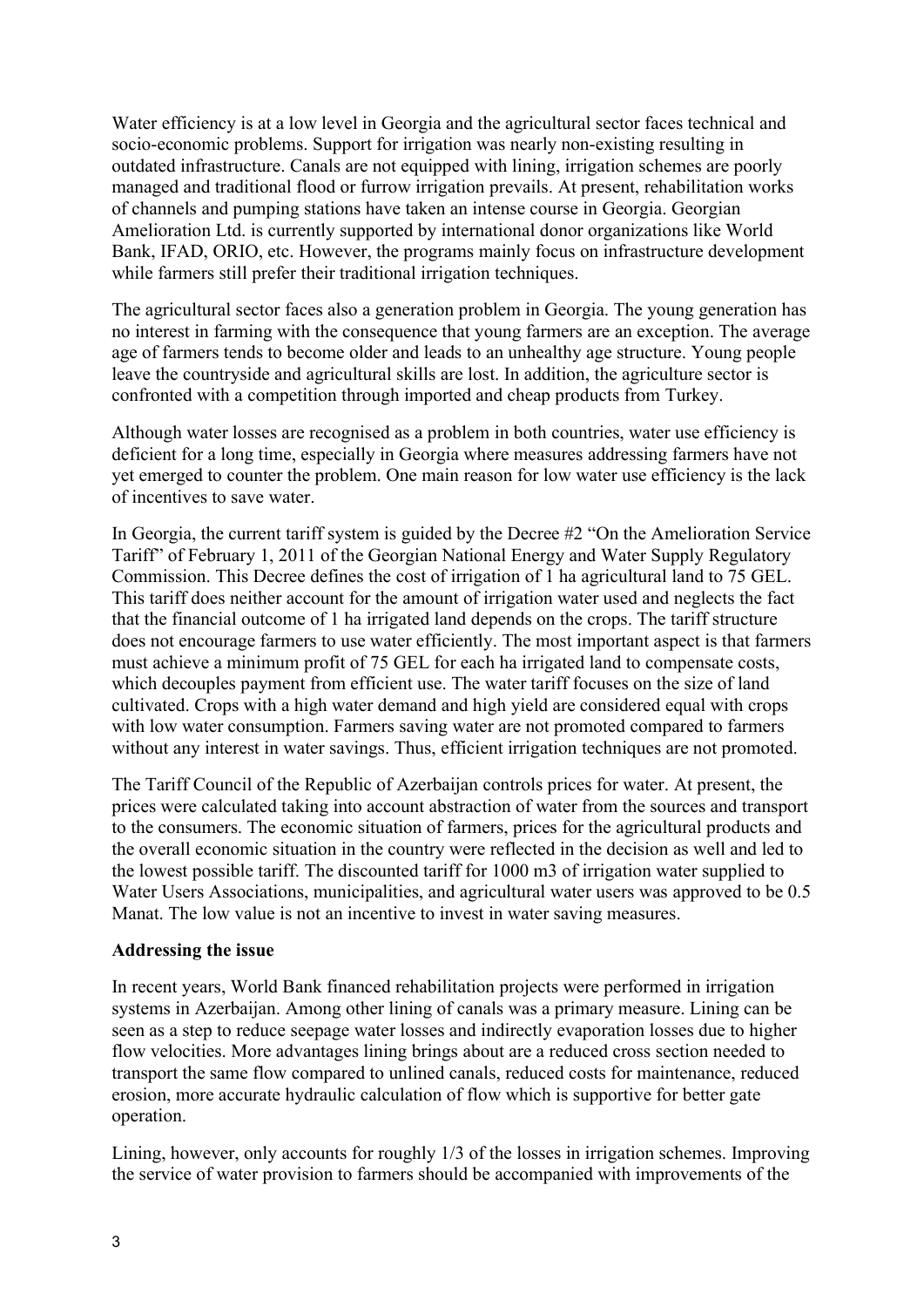Water efficiency is at a low level in Georgia and the agricultural sector faces technical and socio-economic problems. Support for irrigation was nearly non-existing resulting in outdated infrastructure. Canals are not equipped with lining, irrigation schemes are poorly managed and traditional flood or furrow irrigation prevails. At present, rehabilitation works of channels and pumping stations have taken an intense course in Georgia. Georgian Amelioration Ltd. is currently supported by international donor organizations like World Bank, IFAD, ORIO, etc. However, the programs mainly focus on infrastructure development while farmers still prefer their traditional irrigation techniques.

The agricultural sector faces also a generation problem in Georgia. The young generation has no interest in farming with the consequence that young farmers are an exception. The average age of farmers tends to become older and leads to an unhealthy age structure. Young people leave the countryside and agricultural skills are lost. In addition, the agriculture sector is confronted with a competition through imported and cheap products from Turkey.

Although water losses are recognised as a problem in both countries, water use efficiency is deficient for a long time, especially in Georgia where measures addressing farmers have not yet emerged to counter the problem. One main reason for low water use efficiency is the lack of incentives to save water.

In Georgia, the current tariff system is guided by the Decree #2 "On the Amelioration Service Tariff" of February 1, 2011 of the Georgian National Energy and Water Supply Regulatory Commission. This Decree defines the cost of irrigation of 1 ha agricultural land to 75 GEL. This tariff does neither account for the amount of irrigation water used and neglects the fact that the financial outcome of 1 ha irrigated land depends on the crops. The tariff structure does not encourage farmers to use water efficiently. The most important aspect is that farmers must achieve a minimum profit of 75 GEL for each ha irrigated land to compensate costs, which decouples payment from efficient use. The water tariff focuses on the size of land cultivated. Crops with a high water demand and high yield are considered equal with crops with low water consumption. Farmers saving water are not promoted compared to farmers without any interest in water savings. Thus, efficient irrigation techniques are not promoted.

The Tariff Council of the Republic of Azerbaijan controls prices for water. At present, the prices were calculated taking into account abstraction of water from the sources and transport to the consumers. The economic situation of farmers, prices for the agricultural products and the overall economic situation in the country were reflected in the decision as well and led to the lowest possible tariff. The discounted tariff for 1000 m3 of irrigation water supplied to Water Users Associations, municipalities, and agricultural water users was approved to be 0.5 Manat. The low value is not an incentive to invest in water saving measures.

**Addressing the issue**

In recent years, World Bank financed rehabilitation projects were performed in irrigation systems in Azerbaijan. Among other lining of canals was a primary measure. Lining can be seen as a step to reduce seepage water losses and indirectly evaporation losses due to higher flow velocities. More advantages lining brings about are a reduced cross section needed to transport the same flow compared to unlined canals, reduced costs for maintenance, reduced erosion, more accurate hydraulic calculation of flow which is supportive for better gate operation.

Lining, however, only accounts for roughly 1/3 of the losses in irrigation schemes. Improving the service of water provision to farmers should be accompanied with improvements of the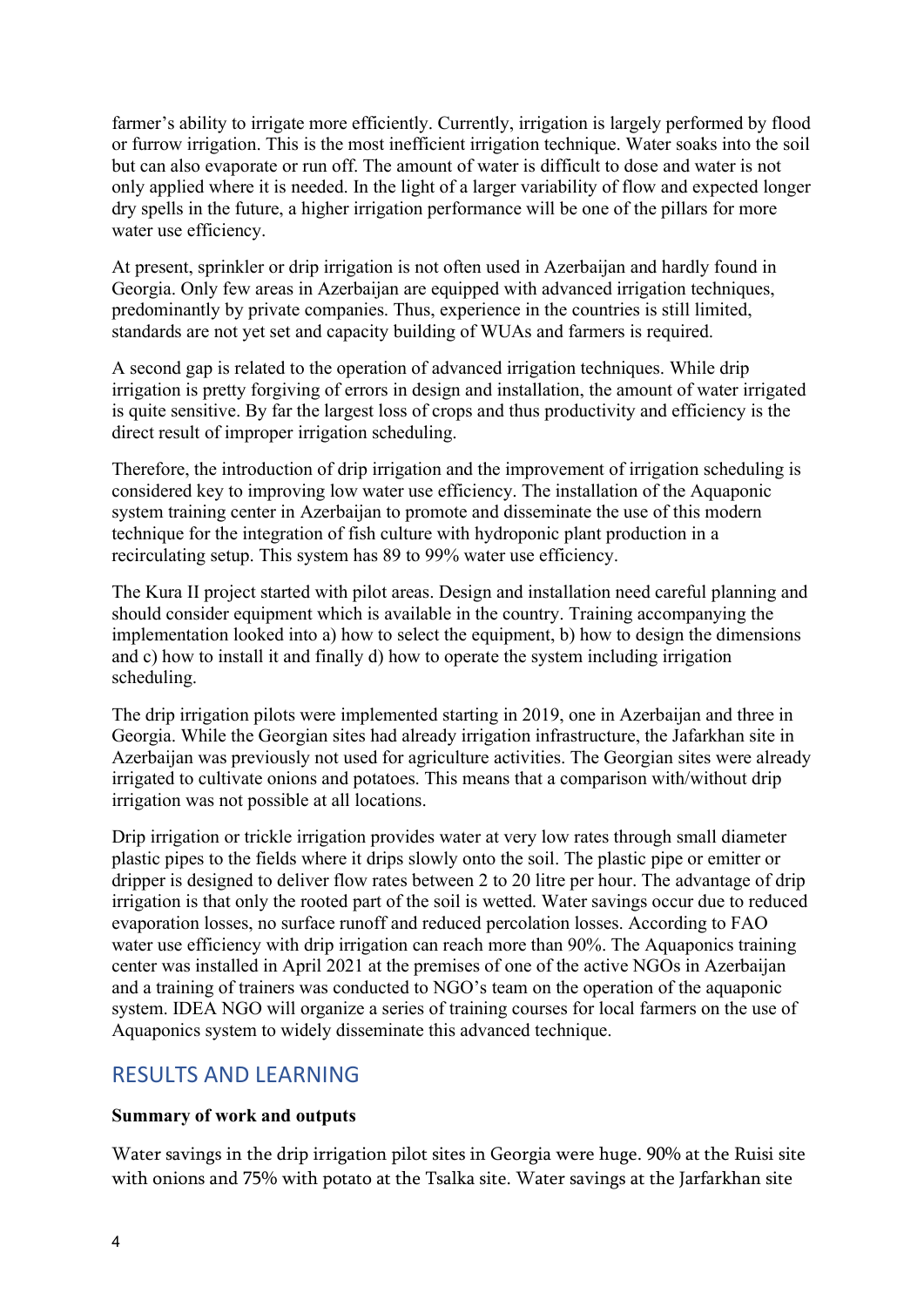farmer's ability to irrigate more efficiently. Currently, irrigation is largely performed by flood or furrow irrigation. This is the most inefficient irrigation technique. Water soaks into the soil but can also evaporate or run off. The amount of water is difficult to dose and water is not only applied where it is needed. In the light of a larger variability of flow and expected longer dry spells in the future, a higher irrigation performance will be one of the pillars for more water use efficiency.

At present, sprinkler or drip irrigation is not often used in Azerbaijan and hardly found in Georgia. Only few areas in Azerbaijan are equipped with advanced irrigation techniques, predominantly by private companies. Thus, experience in the countries is still limited, standards are not yet set and capacity building of WUAs and farmers is required.

A second gap is related to the operation of advanced irrigation techniques. While drip irrigation is pretty forgiving of errors in design and installation, the amount of water irrigated is quite sensitive. By far the largest loss of crops and thus productivity and efficiency is the direct result of improper irrigation scheduling.

Therefore, the introduction of drip irrigation and the improvement of irrigation scheduling is considered key to improving low water use efficiency. The installation of the Aquaponic system training center in Azerbaijan to promote and disseminate the use of this modern technique for the integration of fish culture with hydroponic plant production in a recirculating setup. This system has 89 to 99% water use efficiency.

The Kura II project started with pilot areas. Design and installation need careful planning and should consider equipment which is available in the country. Training accompanying the implementation looked into a) how to select the equipment, b) how to design the dimensions and c) how to install it and finally d) how to operate the system including irrigation scheduling.

The drip irrigation pilots were implemented starting in 2019, one in Azerbaijan and three in Georgia. While the Georgian sites had already irrigation infrastructure, the Jafarkhan site in Azerbaijan was previously not used for agriculture activities. The Georgian sites were already irrigated to cultivate onions and potatoes. This means that a comparison with/without drip irrigation was not possible at all locations.

Drip irrigation or trickle irrigation provides water at very low rates through small diameter plastic pipes to the fields where it drips slowly onto the soil. The plastic pipe or emitter or dripper is designed to deliver flow rates between 2 to 20 litre per hour. The advantage of drip irrigation is that only the rooted part of the soil is wetted. Water savings occur due to reduced evaporation losses, no surface runoff and reduced percolation losses. According to FAO water use efficiency with drip irrigation can reach more than 90%. The Aquaponics training center was installed in April 2021 at the premises of one of the active NGOs in Azerbaijan and a training of trainers was conducted to NGO's team on the operation of the aquaponic system. IDEA NGO will organize a series of training courses for local farmers on the use of Aquaponics system to widely disseminate this advanced technique.

## RESULTS AND LEARNING

**Summary of work and outputs**

Water savings in the drip irrigation pilot sites in Georgia were huge. 90% at the Ruisi site with onions and 75% with potato at the Tsalka site. Water savings at the Jarfarkhan site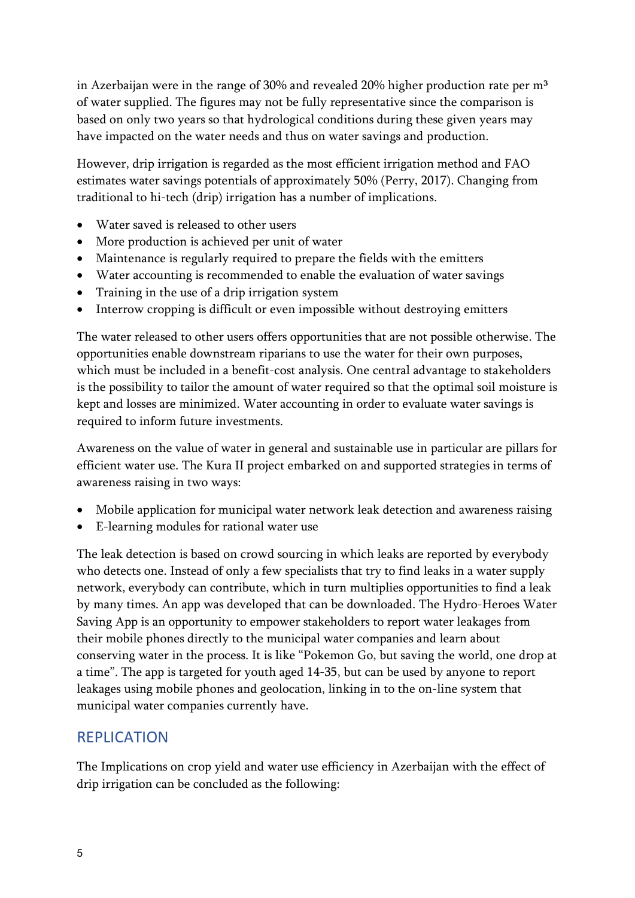in Azerbaijan were in the range of 30% and revealed 20% higher production rate per $m^3$ of water supplied. The figures may not be fully representative since the comparison is based on only two years so that hydrological conditions during these given years may have impacted on the water needs and thus on water savings and production.

However, drip irrigation is regarded as the most efficient irrigation method and FAO estimates water savings potentials of approximately 50% (Perry, 2017). Changing from traditional to hi-tech (drip) irrigation has a number of implications.

- Water saved is released to other users
- More production is achieved per unit of water
- Maintenance is regularly required to prepare the fields with the emitters
- Water accounting is recommended to enable the evaluation of water savings
- Training in the use of a drip irrigation system
- Interrow cropping is difficult or even impossible without destroying emitters

The water released to other users offers opportunities that are not possible otherwise. The opportunities enable downstream riparians to use the water for their own purposes, which must be included in a benefit-cost analysis. One central advantage to stakeholders is the possibility to tailor the amount of water required so that the optimal soil moisture is kept and losses are minimized. Water accounting in order to evaluate water savings is required to inform future investments.

Awareness on the value of water in general and sustainable use in particular are pillars for efficient water use. The Kura II project embarked on and supported strategies in terms of awareness raising in two ways:

- Mobile application for municipal water network leak detection and awareness raising
- E-learning modules for rational water use

The leak detection is based on crowd sourcing in which leaks are reported by everybody who detects one. Instead of only a few specialists that try to find leaks in a water supply network, everybody can contribute, which in turn multiplies opportunities to find a leak by many times. An app was developed that can be downloaded. The Hydro-Heroes Water Saving App is an opportunity to empower stakeholders to report water leakages from their mobile phones directly to the municipal water companies and learn about conserving water in the process. It is like "Pokemon Go, but saving the world, one drop at a time". The app is targeted for youth aged 14-35, but can be used by anyone to report leakages using mobile phones and geolocation, linking in to the on-line system that municipal water companies currently have.

## REPLICATION

The Implications on crop yield and water use efficiency in Azerbaijan with the effect of drip irrigation can be concluded as the following: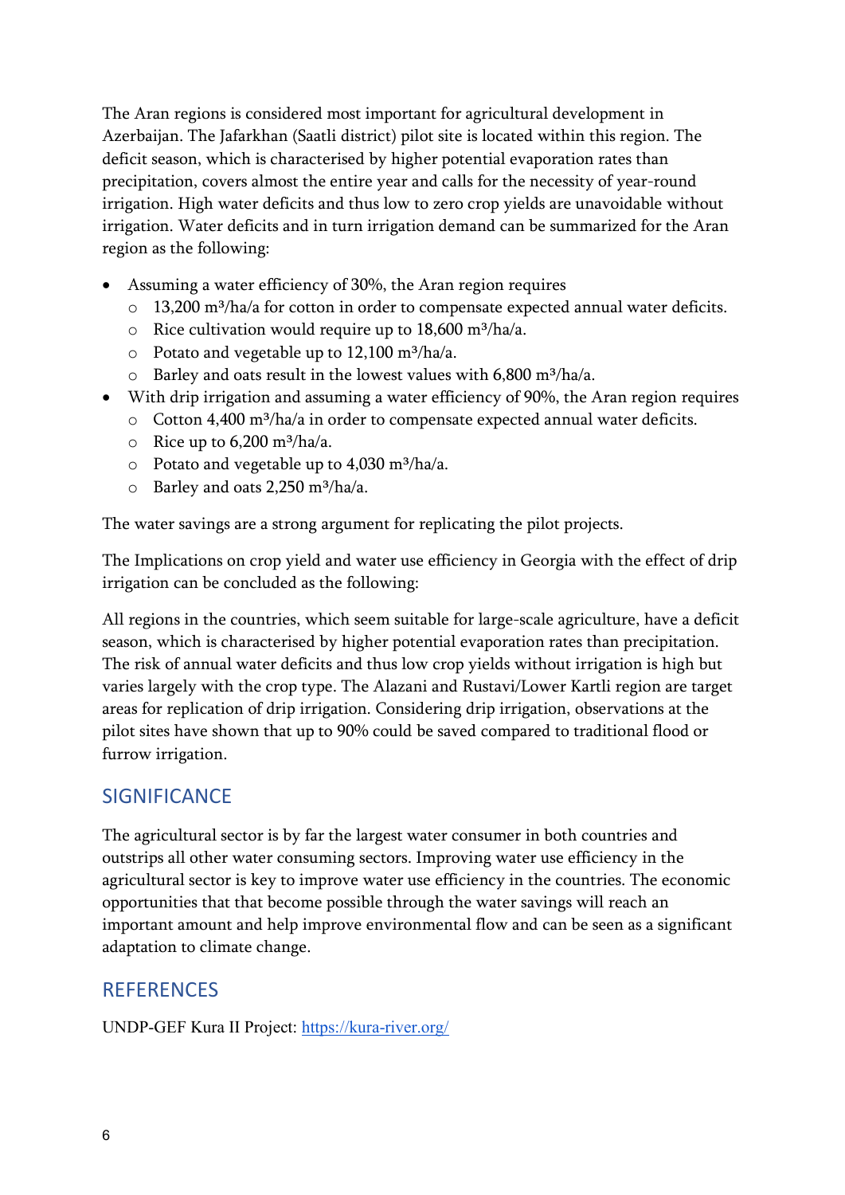The Aran regions is considered most important for agricultural development in Azerbaijan. The Jafarkhan (Saatli district) pilot site is located within this region. The deficit season, which is characterised by higher potential evaporation rates than precipitation, covers almost the entire year and calls for the necessity of year-round irrigation. High water deficits and thus low to zero crop yields are unavoidable without irrigation. Water deficits and in turn irrigation demand can be summarized for the Aran region as the following:

- Assuming a water efficiency of 30%, the Aran region requires
  - 13,200 m³/ha/a for cotton in order to compensate expected annual water deficits.
  - Rice cultivation would require up to 18,600 m³/ha/a.
  - Potato and vegetable up to 12,100 m³/ha/a.
  - Barley and oats result in the lowest values with 6,800 m³/ha/a.
- With drip irrigation and assuming a water efficiency of 90%, the Aran region requires
  - Cotton 4,400 m³/ha/a in order to compensate expected annual water deficits.
  - Rice up to 6,200 m³/ha/a.
  - Potato and vegetable up to 4,030 m³/ha/a.
  - Barley and oats 2,250 m³/ha/a.

The water savings are a strong argument for replicating the pilot projects.

The Implications on crop yield and water use efficiency in Georgia with the effect of drip irrigation can be concluded as the following:

All regions in the countries, which seem suitable for large-scale agriculture, have a deficit season, which is characterised by higher potential evaporation rates than precipitation. The risk of annual water deficits and thus low crop yields without irrigation is high but varies largely with the crop type. The Alazani and Rustavi/Lower Kartli region are target areas for replication of drip irrigation. Considering drip irrigation, observations at the pilot sites have shown that up to 90% could be saved compared to traditional flood or furrow irrigation.

## SIGNIFICANCE

The agricultural sector is by far the largest water consumer in both countries and outstrips all other water consuming sectors. Improving water use efficiency in the agricultural sector is key to improve water use efficiency in the countries. The economic opportunities that that become possible through the water savings will reach an important amount and help improve environmental flow and can be seen as a significant adaptation to climate change.

## REFERENCES

UNDP-GEF Kura II Project: https://kura-river.org/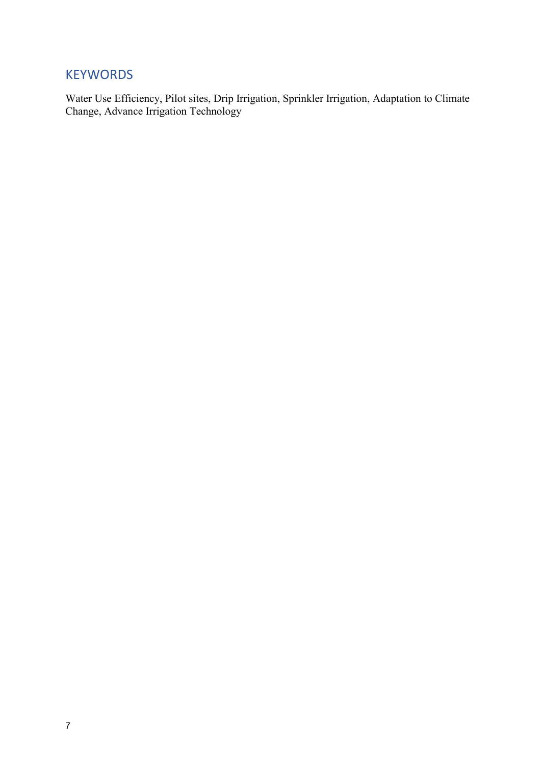## KEYWORDS

Water Use Efficiency, Pilot sites, Drip Irrigation, Sprinkler Irrigation, Adaptation to Climate Change, Advance Irrigation Technology